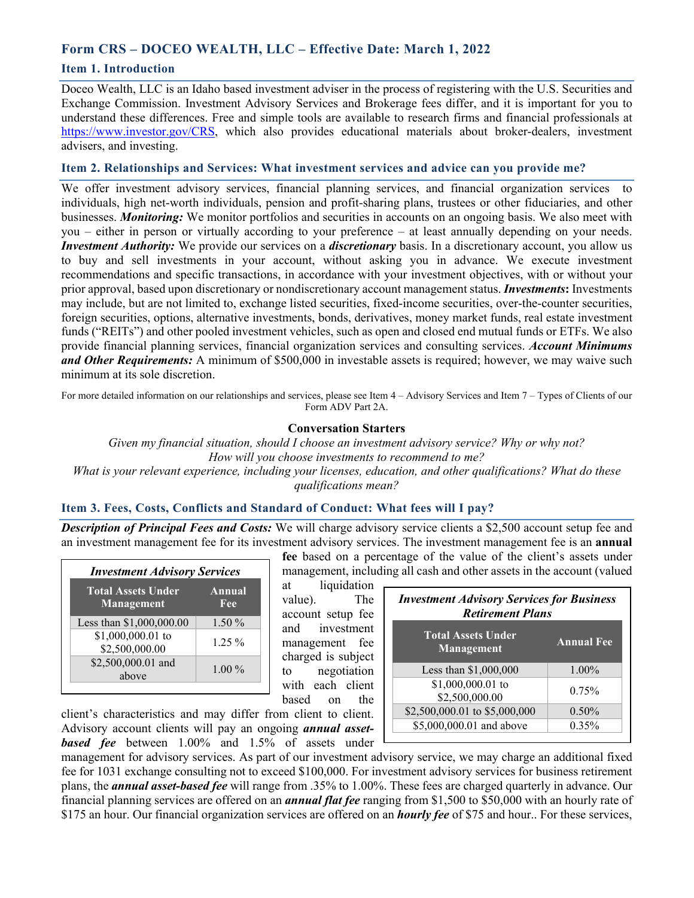## Form CRS – DOCEO WEALTH, LLC – Effective Date: March 1, 2022

### Item 1. Introduction

Doceo Wealth, LLC is an Idaho based investment adviser in the process of registering with the U.S. Securities and Exchange Commission. Investment Advisory Services and Brokerage fees differ, and it is important for you to understand these differences. Free and simple tools are available to research firms and financial professionals at https://www.investor.gov/CRS, which also provides educational materials about broker-dealers, investment advisers, and investing.

### Item 2. Relationships and Services: What investment services and advice can you provide me?

We offer investment advisory services, financial planning services, and financial organization services to individuals, high net-worth individuals, pension and profit-sharing plans, trustees or other fiduciaries, and other businesses. ***Monitoring:*** We monitor portfolios and securities in accounts on an ongoing basis. We also meet with you – either in person or virtually according to your preference – at least annually depending on your needs. ***Investment Authority:*** We provide our services on a ***discretionary*** basis. In a discretionary account, you allow us to buy and sell investments in your account, without asking you in advance. We execute investment recommendations and specific transactions, in accordance with your investment objectives, with or without your prior approval, based upon discretionary or nondiscretionary account management status. ***Investments*:** Investments may include, but are not limited to, exchange listed securities, fixed-income securities, over-the-counter securities, foreign securities, options, alternative investments, bonds, derivatives, money market funds, real estate investment funds ("REITs") and other pooled investment vehicles, such as open and closed end mutual funds or ETFs. We also provide financial planning services, financial organization services and consulting services. ***Account Minimums and Other Requirements:*** A minimum of $500,000 in investable assets is required; however, we may waive such minimum at its sole discretion.

For more detailed information on our relationships and services, please see Item 4 – Advisory Services and Item 7 – Types of Clients of our Form ADV Part 2A.

**Conversation Starters**

*Given my financial situation, should I choose an investment advisory service? Why or why not?*
*How will you choose investments to recommend to me?*
*What is your relevant experience, including your licenses, education, and other qualifications? What do these qualifications mean?*

### Item 3. Fees, Costs, Conflicts and Standard of Conduct: What fees will I pay?

***Description of Principal Fees and Costs:*** We will charge advisory service clients a $2,500 account setup fee and an investment management fee for its investment advisory services. The investment management fee is an **annual fee** based on a percentage of the value of the client's assets under management, including all cash and other assets in the account (valued at liquidation value). The account setup fee and investment management fee charged is subject to negotiation with each client based on the client's characteristics and may differ from client to client. Advisory account clients will pay an ongoing ***annual asset-based fee*** between 1.00% and 1.5% of assets under management for advisory services. As part of our investment advisory service, we may charge an additional fixed fee for 1031 exchange consulting not to exceed $100,000. For investment advisory services for business retirement plans, the ***annual asset-based fee*** will range from .35% to 1.00%. These fees are charged quarterly in advance. Our financial planning services are offered on an ***annual flat fee*** ranging from $1,500 to $50,000 with an hourly rate of $175 an hour. Our financial organization services are offered on an ***hourly fee*** of $75 and hour.. For these services,

***Investment Advisory Services***

| Total Assets Under Management | Annual Fee |
|---|---|
| Less than $1,000,000.00 | 1.50 % |
| $1,000,000.01 to $2,500,000.00 | 1.25 % |
| $2,500,000.01 and above | 1.00 % |

***Investment Advisory Services for Business Retirement Plans***

| Total Assets Under Management | Annual Fee |
|---|---|
| Less than $1,000,000 | 1.00% |
| $1,000,000.01 to $2,500,000.00 | 0.75% |
| $2,500,000.01 to $5,000,000 | 0.50% |
| $5,000,000.01 and above | 0.35% |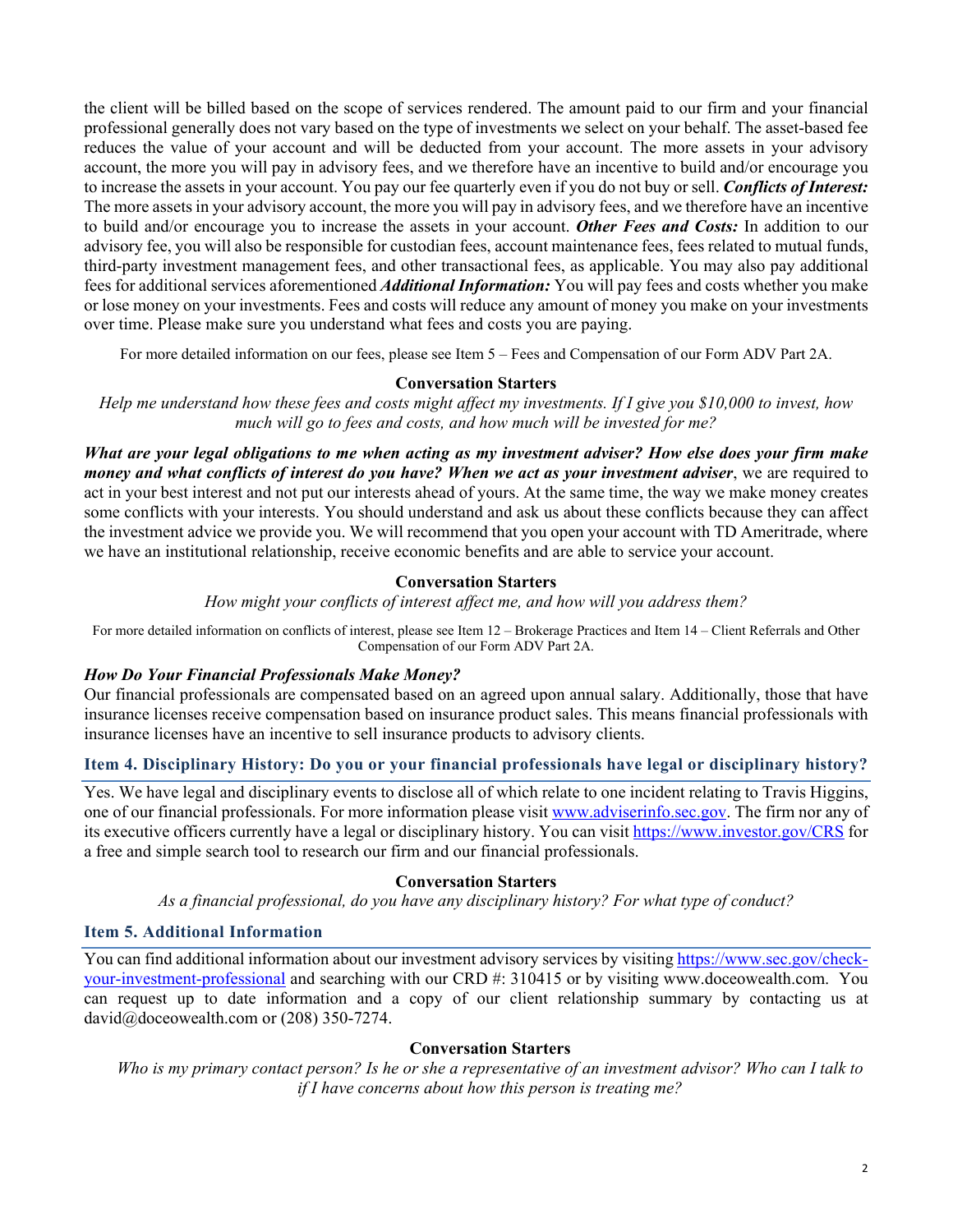the client will be billed based on the scope of services rendered. The amount paid to our firm and your financial professional generally does not vary based on the type of investments we select on your behalf. The asset-based fee reduces the value of your account and will be deducted from your account. The more assets in your advisory account, the more you will pay in advisory fees, and we therefore have an incentive to build and/or encourage you to increase the assets in your account. You pay our fee quarterly even if you do not buy or sell. ***Conflicts of Interest:*** The more assets in your advisory account, the more you will pay in advisory fees, and we therefore have an incentive to build and/or encourage you to increase the assets in your account. ***Other Fees and Costs:*** In addition to our advisory fee, you will also be responsible for custodian fees, account maintenance fees, fees related to mutual funds, third-party investment management fees, and other transactional fees, as applicable. You may also pay additional fees for additional services aforementioned ***Additional Information:*** You will pay fees and costs whether you make or lose money on your investments. Fees and costs will reduce any amount of money you make on your investments over time. Please make sure you understand what fees and costs you are paying.

For more detailed information on our fees, please see Item 5 – Fees and Compensation of our Form ADV Part 2A.

**Conversation Starters**

*Help me understand how these fees and costs might affect my investments. If I give you $10,000 to invest, how much will go to fees and costs, and how much will be invested for me?*

***What are your legal obligations to me when acting as my investment adviser? How else does your firm make money and what conflicts of interest do you have? When we act as your investment adviser***, we are required to act in your best interest and not put our interests ahead of yours. At the same time, the way we make money creates some conflicts with your interests. You should understand and ask us about these conflicts because they can affect the investment advice we provide you. We will recommend that you open your account with TD Ameritrade, where we have an institutional relationship, receive economic benefits and are able to service your account.

**Conversation Starters**

*How might your conflicts of interest affect me, and how will you address them?*

For more detailed information on conflicts of interest, please see Item 12 – Brokerage Practices and Item 14 – Client Referrals and Other Compensation of our Form ADV Part 2A.

***How Do Your Financial Professionals Make Money?***

Our financial professionals are compensated based on an agreed upon annual salary. Additionally, those that have insurance licenses receive compensation based on insurance product sales. This means financial professionals with insurance licenses have an incentive to sell insurance products to advisory clients.

## Item 4. Disciplinary History: Do you or your financial professionals have legal or disciplinary history?

Yes. We have legal and disciplinary events to disclose all of which relate to one incident relating to Travis Higgins, one of our financial professionals. For more information please visit www.adviserinfo.sec.gov. The firm nor any of its executive officers currently have a legal or disciplinary history. You can visit https://www.investor.gov/CRS for a free and simple search tool to research our firm and our financial professionals.

**Conversation Starters**

*As a financial professional, do you have any disciplinary history? For what type of conduct?*

## Item 5. Additional Information

You can find additional information about our investment advisory services by visiting https://www.sec.gov/check-your-investment-professional and searching with our CRD #: 310415 or by visiting www.doceowealth.com. You can request up to date information and a copy of our client relationship summary by contacting us at david@doceowealth.com or (208) 350-7274.

**Conversation Starters**

*Who is my primary contact person? Is he or she a representative of an investment advisor? Who can I talk to if I have concerns about how this person is treating me?*